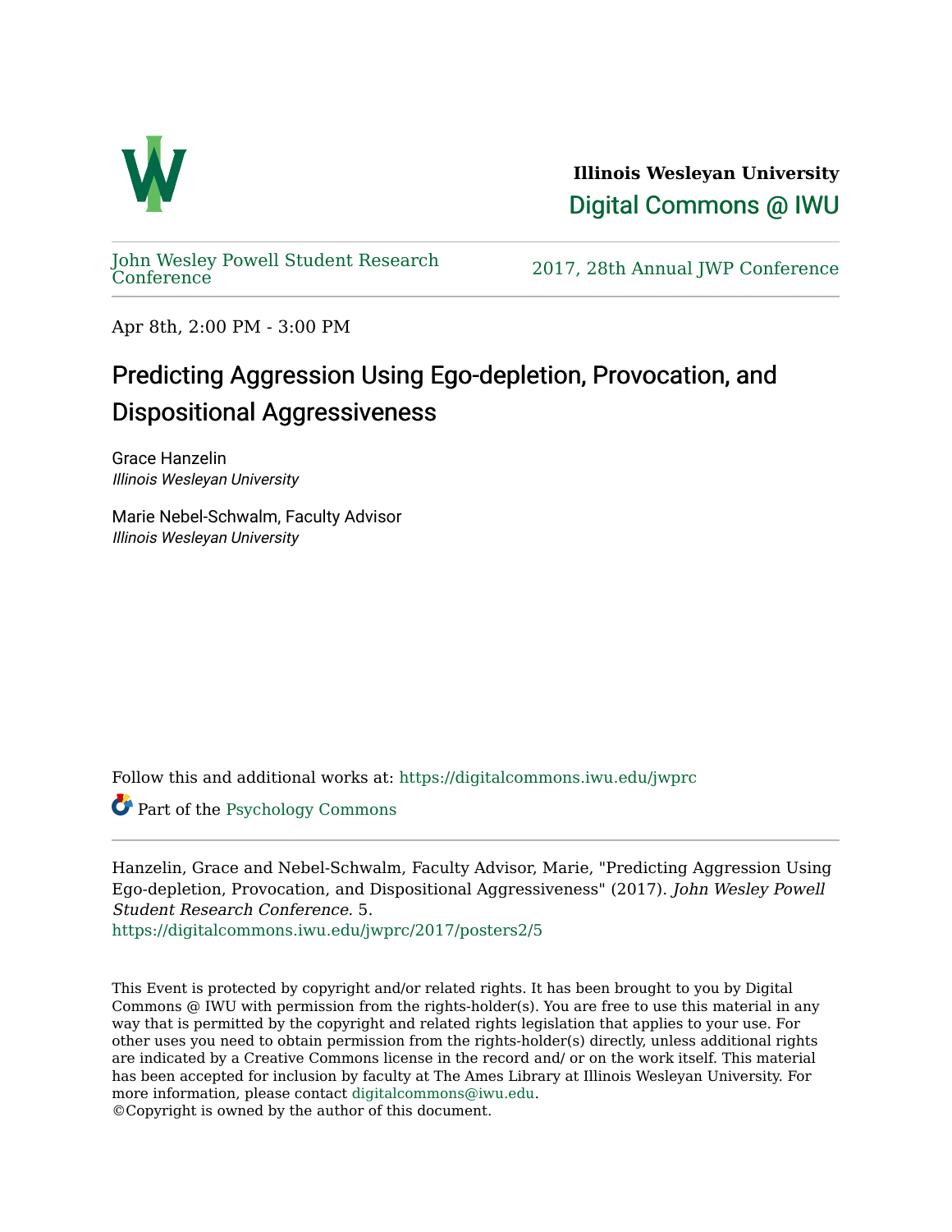**Illinois Wesleyan University**

Digital Commons @ IWU

John Wesley Powell Student Research Conference

2017, 28th Annual JWP Conference

Apr 8th, 2:00 PM - 3:00 PM

# Predicting Aggression Using Ego-depletion, Provocation, and Dispositional Aggressiveness

Grace Hanzelin
*Illinois Wesleyan University*

Marie Nebel-Schwalm, Faculty Advisor
*Illinois Wesleyan University*

Follow this and additional works at: https://digitalcommons.iwu.edu/jwprc

Part of the Psychology Commons

Hanzelin, Grace and Nebel-Schwalm, Faculty Advisor, Marie, "Predicting Aggression Using Ego-depletion, Provocation, and Dispositional Aggressiveness" (2017). *John Wesley Powell Student Research Conference*. 5.
https://digitalcommons.iwu.edu/jwprc/2017/posters2/5

This Event is protected by copyright and/or related rights. It has been brought to you by Digital Commons @ IWU with permission from the rights-holder(s). You are free to use this material in any way that is permitted by the copyright and related rights legislation that applies to your use. For other uses you need to obtain permission from the rights-holder(s) directly, unless additional rights are indicated by a Creative Commons license in the record and/ or on the work itself. This material has been accepted for inclusion by faculty at The Ames Library at Illinois Wesleyan University. For more information, please contact digitalcommons@iwu.edu.
©Copyright is owned by the author of this document.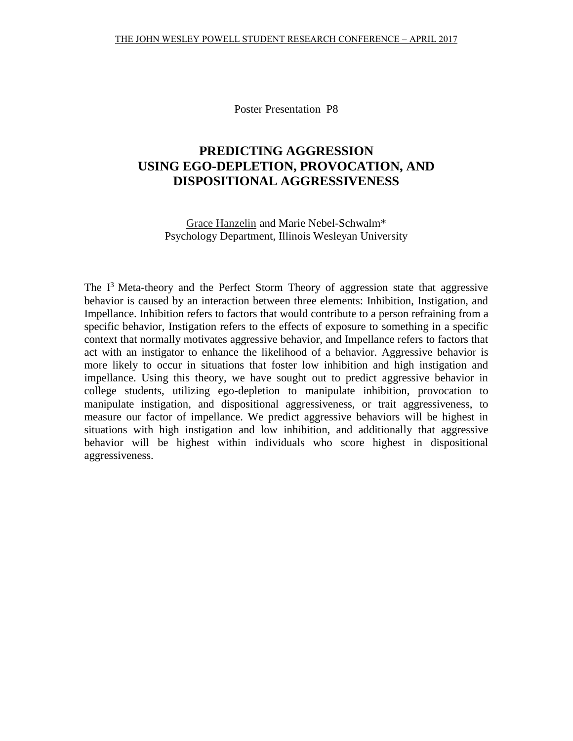Poster Presentation P8

# PREDICTING AGGRESSION USING EGO-DEPLETION, PROVOCATION, AND DISPOSITIONAL AGGRESSIVENESS

Grace Hanzelin and Marie Nebel-Schwalm*
Psychology Department, Illinois Wesleyan University

The $I^3$ Meta-theory and the Perfect Storm Theory of aggression state that aggressive behavior is caused by an interaction between three elements: Inhibition, Instigation, and Impellance. Inhibition refers to factors that would contribute to a person refraining from a specific behavior, Instigation refers to the effects of exposure to something in a specific context that normally motivates aggressive behavior, and Impellance refers to factors that act with an instigator to enhance the likelihood of a behavior. Aggressive behavior is more likely to occur in situations that foster low inhibition and high instigation and impellance. Using this theory, we have sought out to predict aggressive behavior in college students, utilizing ego-depletion to manipulate inhibition, provocation to manipulate instigation, and dispositional aggressiveness, or trait aggressiveness, to measure our factor of impellance. We predict aggressive behaviors will be highest in situations with high instigation and low inhibition, and additionally that aggressive behavior will be highest within individuals who score highest in dispositional aggressiveness.